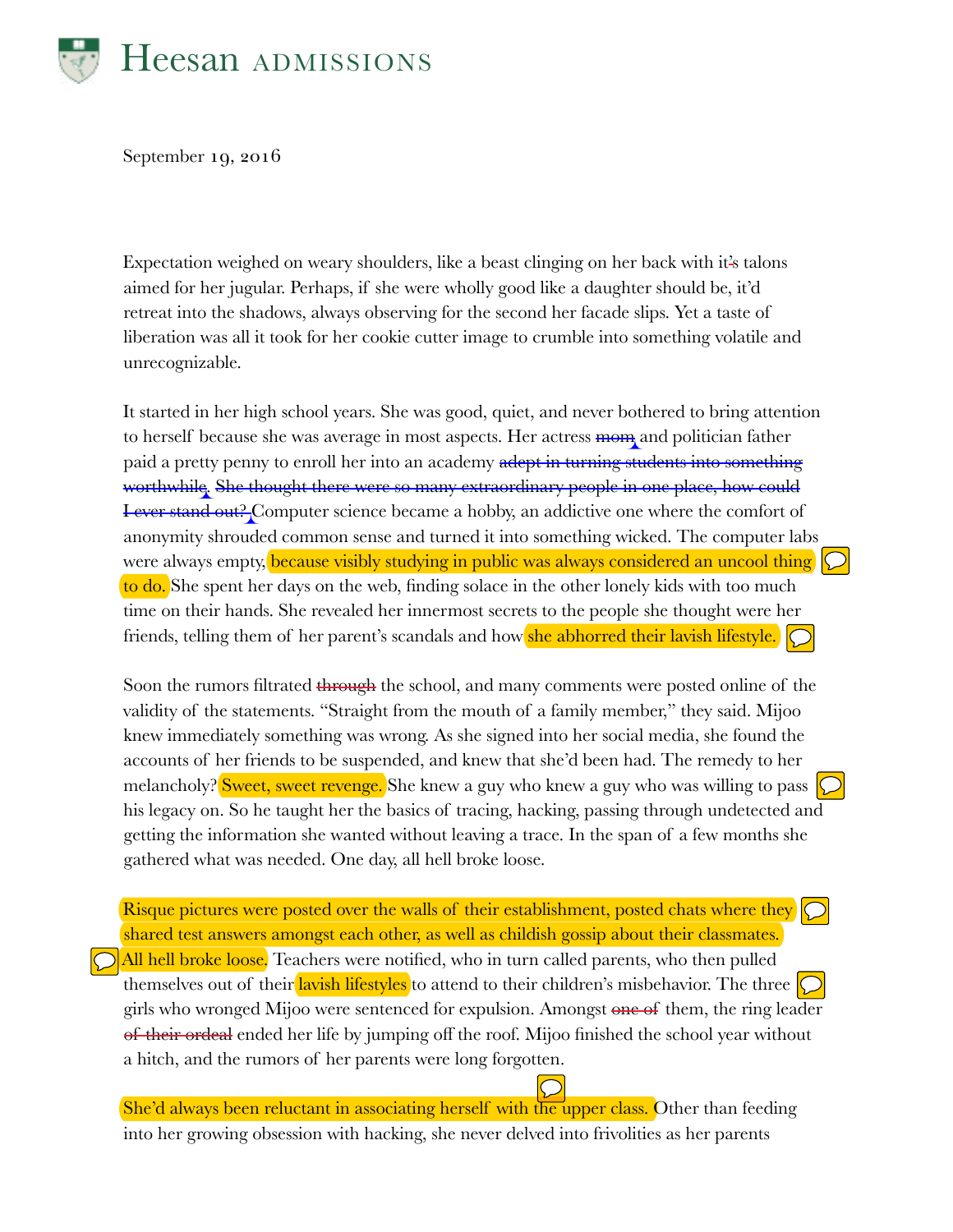# Heesan ADMISSIONS

September 19, 2016

Expectation weighed on weary shoulders, like a beast clinging on her back with it~~'~~s talons aimed for her jugular. Perhaps, if she were wholly good like a daughter should be, it'd retreat into the shadows, always observing for the second her facade slips. Yet a taste of liberation was all it took for her cookie cutter image to crumble into something volatile and unrecognizable.

It started in her high school years. She was good, quiet, and never bothered to bring attention to herself because she was average in most aspects. Her actress ~~mom~~ and politician father paid a pretty penny to enroll her into an academy ~~adept in turning students into something worthwhile~~. ~~She thought there were so many extraordinary people in one place, how could I ever stand out?~~ Computer science became a hobby, an addictive one where the comfort of anonymity shrouded common sense and turned it into something wicked. The computer labs were always empty, because visibly studying in public was always considered an uncool thing to do. She spent her days on the web, finding solace in the other lonely kids with too much time on their hands. She revealed her innermost secrets to the people she thought were her friends, telling them of her parent's scandals and how she abhorred their lavish lifestyle.

Soon the rumors filtrated ~~through~~ the school, and many comments were posted online of the validity of the statements. "Straight from the mouth of a family member," they said. Mijoo knew immediately something was wrong. As she signed into her social media, she found the accounts of her friends to be suspended, and knew that she'd been had. The remedy to her melancholy? Sweet, sweet revenge. She knew a guy who knew a guy who was willing to pass his legacy on. So he taught her the basics of tracing, hacking, passing through undetected and getting the information she wanted without leaving a trace. In the span of a few months she gathered what was needed. One day, all hell broke loose.

Risque pictures were posted over the walls of their establishment, posted chats where they shared test answers amongst each other, as well as childish gossip about their classmates. All hell broke loose. Teachers were notified, who in turn called parents, who then pulled themselves out of their lavish lifestyles to attend to their children's misbehavior. The three girls who wronged Mijoo were sentenced for expulsion. Amongst ~~one of~~ them, the ring leader ~~of their ordeal~~ ended her life by jumping off the roof. Mijoo finished the school year without a hitch, and the rumors of her parents were long forgotten.

She'd always been reluctant in associating herself with the upper class. Other than feeding into her growing obsession with hacking, she never delved into frivolities as her parents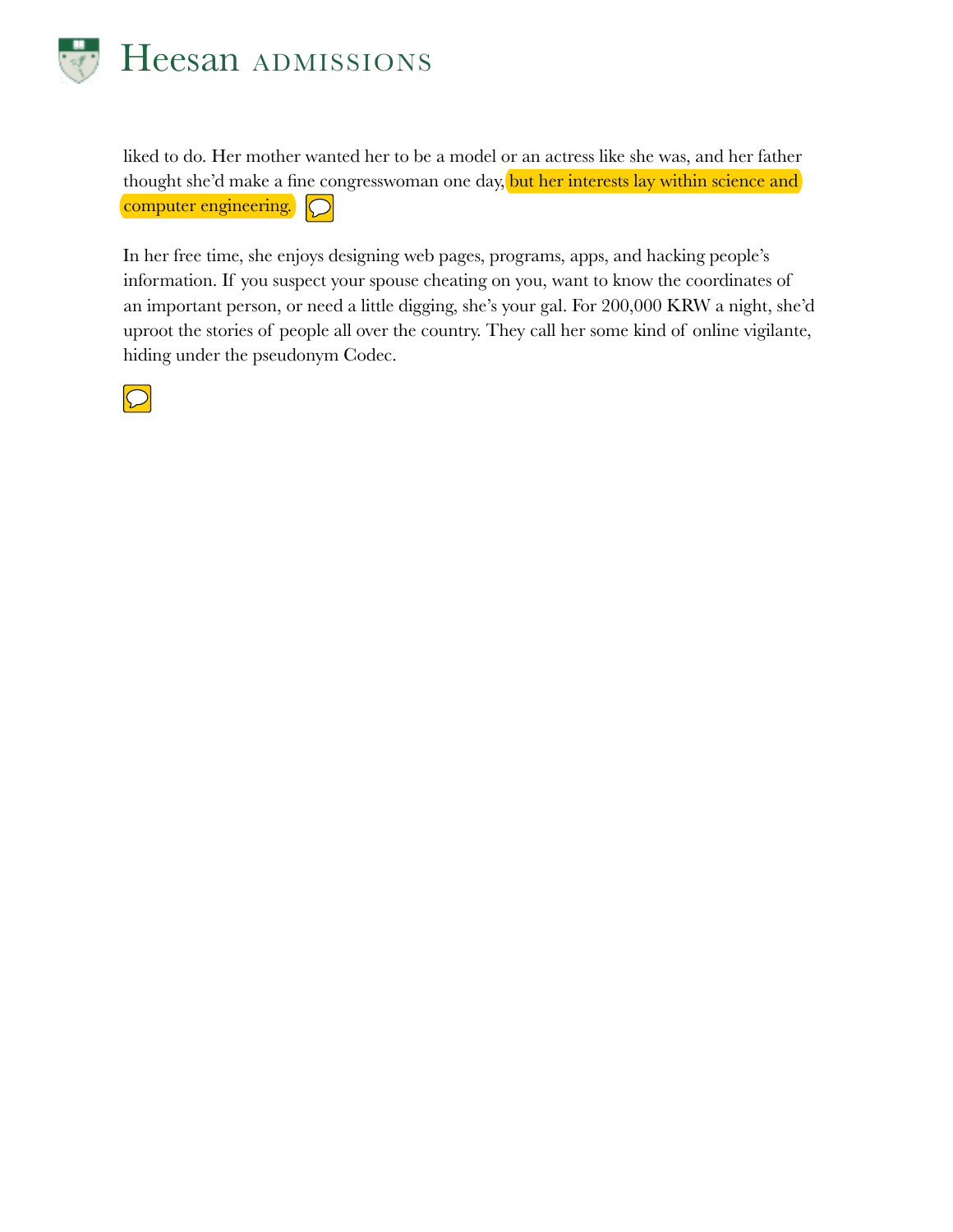liked to do. Her mother wanted her to be a model or an actress like she was, and her father thought she'd make a fine congresswoman one day, but her interests lay within science and computer engineering.

In her free time, she enjoys designing web pages, programs, apps, and hacking people's information. If you suspect your spouse cheating on you, want to know the coordinates of an important person, or need a little digging, she's your gal. For 200,000 KRW a night, she'd uproot the stories of people all over the country. They call her some kind of online vigilante, hiding under the pseudonym Codec.